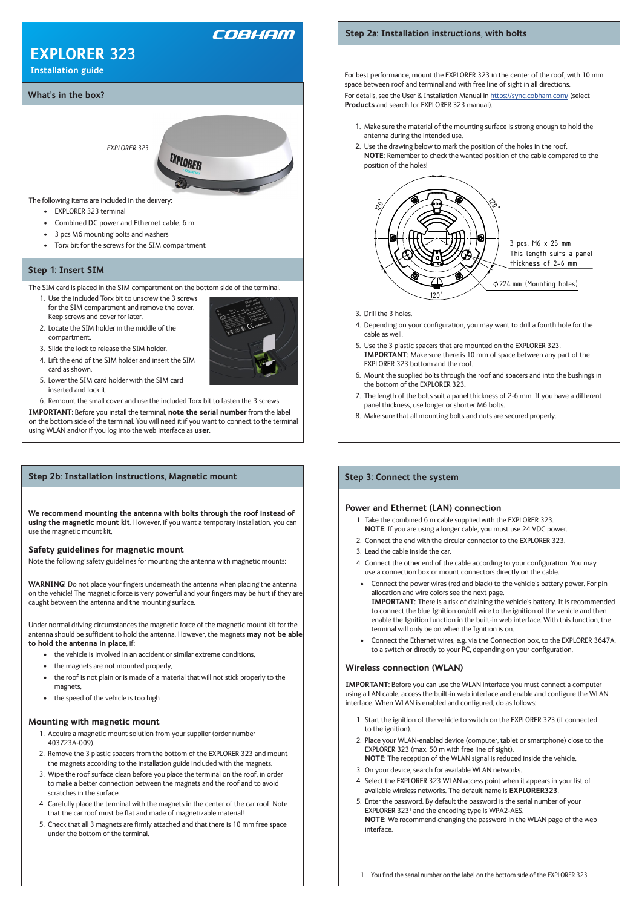# EXPLORER 323

**Installation guide**

## What's in the box?

EXPLORER 323

The following items are included in the delivery:

- EXPLORER 323 terminal
- Combined DC power and Ethernet cable, 6 m
- 3 pcs M6 mounting bolts and washers
- Torx bit for the screws for the SIM compartment

## Step 1: Insert SIM

The SIM card is placed in the SIM compartment on the bottom side of the terminal.

1. Use the included Torx bit to unscrew the 3 screws for the SIM compartment and remove the cover. Keep screws and cover for later.
2. Locate the SIM holder in the middle of the compartment.
3. Slide the lock to release the SIM holder.
4. Lift the end of the SIM holder and insert the SIM card as shown.
5. Lower the SIM card holder with the SIM card inserted and lock it.
6. Remount the small cover and use the included Torx bit to fasten the 3 screws.

**IMPORTANT**: Before you install the terminal, **note the serial number** from the label on the bottom side of the terminal. You will need it if you want to connect to the terminal using WLAN and/or if you log into the web interface as **user**.

## Step 2a: Installation instructions, with bolts

For best performance, mount the EXPLORER 323 in the center of the roof, with 10 mm space between roof and terminal and with free line of sight in all directions.

For details, see the User & Installation Manual in https://sync.cobham.com/ (select **Products** and search for EXPLORER 323 manual).

1. Make sure the material of the mounting surface is strong enough to hold the antenna during the intended use.
2. Use the drawing below to mark the position of the holes in the roof.
   **NOTE**: Remember to check the wanted position of the cable compared to the position of the holes!

120° 120° 120°

3 pcs. M6 x 25 mm
This length suits a panel thickness of 2-6 mm

Φ224 mm (Mounting holes)

3. Drill the 3 holes.
4. Depending on your configuration, you may want to drill a fourth hole for the cable as well.
5. Use the 3 plastic spacers that are mounted on the EXPLORER 323.
   **IMPORTANT**: Make sure there is 10 mm of space between any part of the EXPLORER 323 bottom and the roof.
6. Mount the supplied bolts through the roof and spacers and into the bushings in the bottom of the EXPLORER 323.
7. The length of the bolts suit a panel thickness of 2-6 mm. If you have a different panel thickness, use longer or shorter M6 bolts.
8. Make sure that all mounting bolts and nuts are secured properly.

## Step 2b: Installation instructions, Magnetic mount

**We recommend mounting the antenna with bolts through the roof instead of using the magnetic mount kit.** However, if you want a temporary installation, you can use the magnetic mount kit.

### Safety guidelines for magnetic mount

Note the following safety guidelines for mounting the antenna with magnetic mounts:

**WARNING!** Do not place your fingers underneath the antenna when placing the antenna on the vehicle! The magnetic force is very powerful and your fingers may be hurt if they are caught between the antenna and the mounting surface.

Under normal driving circumstances the magnetic force of the magnetic mount kit for the antenna should be sufficient to hold the antenna. However, the magnets **may not be able to hold the antenna in place**, if:

- the vehicle is involved in an accident or similar extreme conditions,
- the magnets are not mounted properly,
- the roof is not plain or is made of a material that will not stick properly to the magnets,
- the speed of the vehicle is too high

### Mounting with magnetic mount

1. Acquire a magnetic mount solution from your supplier (order number 403723A-009).
2. Remove the 3 plastic spacers from the bottom of the EXPLORER 323 and mount the magnets according to the installation guide included with the magnets.
3. Wipe the roof surface clean before you place the terminal on the roof, in order to make a better connection between the magnets and the roof and to avoid scratches in the surface.
4. Carefully place the terminal with the magnets in the center of the car roof. Note that the car roof must be flat and made of magnetizable material!
5. Check that all 3 magnets are firmly attached and that there is 10 mm free space under the bottom of the terminal.

## Step 3: Connect the system

### Power and Ethernet (LAN) connection

1. Take the combined 6 m cable supplied with the EXPLORER 323.
   **NOTE**: If you are using a longer cable, you must use 24 VDC power.
2. Connect the end with the circular connector to the EXPLORER 323.
3. Lead the cable inside the car.
4. Connect the other end of the cable according to your configuration. You may use a connection box or mount connectors directly on the cable.
   - Connect the power wires (red and black) to the vehicle's battery power. For pin allocation and wire colors see the next page.
     **IMPORTANT**: There is a risk of draining the vehicle's battery. It is recommended to connect the blue Ignition on/off wire to the ignition of the vehicle and then enable the Ignition function in the built-in web interface. With this function, the terminal will only be on when the Ignition is on.
   - Connect the Ethernet wires, e.g. via the Connection box, to the EXPLORER 3647A, to a switch or directly to your PC, depending on your configuration.

### Wireless connection (WLAN)

**IMPORTANT**: Before you can use the WLAN interface you must connect a computer using a LAN cable, access the built-in web interface and enable and configure the WLAN interface. When WLAN is enabled and configured, do as follows:

1. Start the ignition of the vehicle to switch on the EXPLORER 323 (if connected to the ignition).
2. Place your WLAN-enabled device (computer, tablet or smartphone) close to the EXPLORER 323 (max. 50 m with free line of sight).
   **NOTE**: The reception of the WLAN signal is reduced inside the vehicle.
3. On your device, search for available WLAN networks.
4. Select the EXPLORER 323 WLAN access point when it appears in your list of available wireless networks. The default name is **EXPLORER323**.
5. Enter the password. By default the password is the serial number of your EXPLORER 323[1] and the encoding type is WPA2-AES.
   **NOTE**: We recommend changing the password in the WLAN page of the web interface.

1 You find the serial number on the label on the bottom side of the EXPLORER 323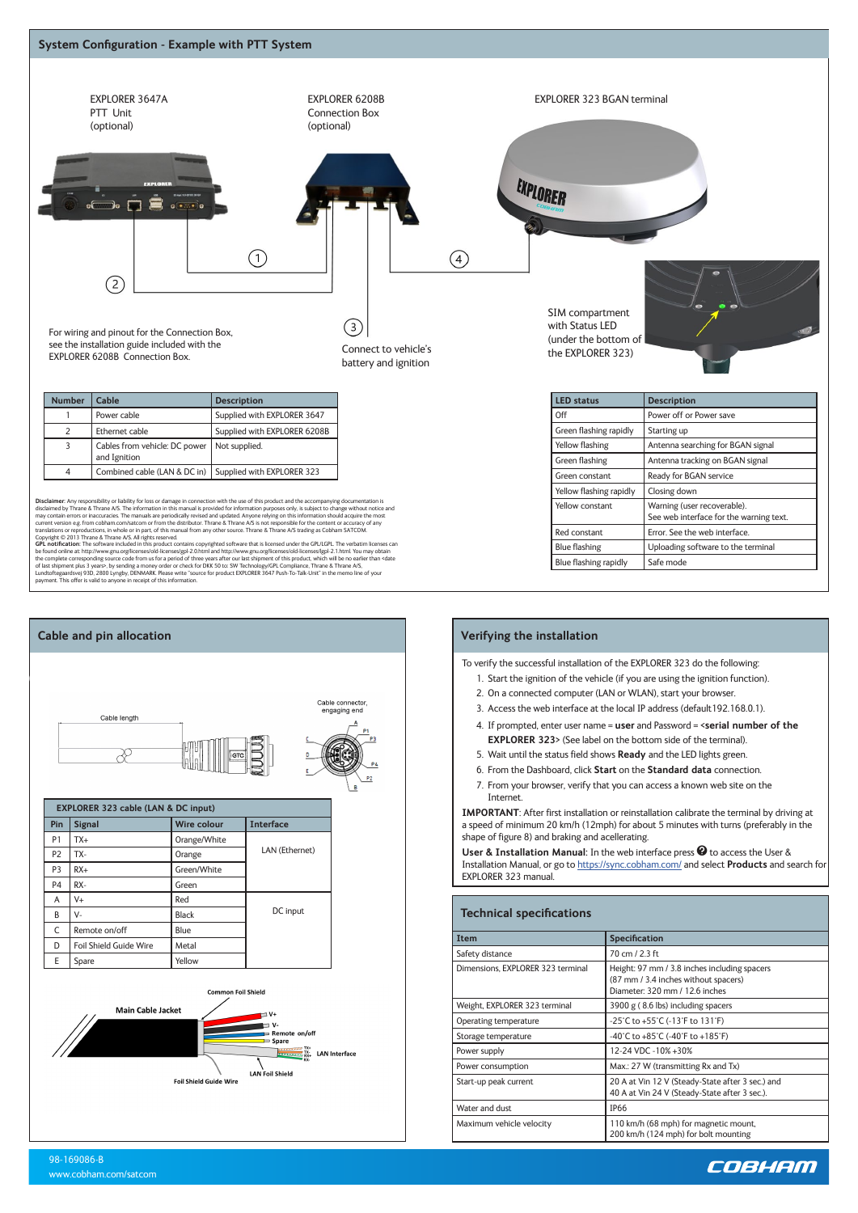## System Configuration - Example with PTT System

EXPLORER 3647A
PTT Unit
(optional)

EXPLORER 6208B
Connection Box
(optional)

EXPLORER 323 BGAN terminal

1

2

3

4

For wiring and pinout for the Connection Box, see the installation guide included with the EXPLORER 6208B Connection Box.

Connect to vehicle's battery and ignition

SIM compartment with Status LED (under the bottom of the EXPLORER 323)

| Number | Cable | Description |
|---|---|---|
| 1 | Power cable | Supplied with EXPLORER 3647 |
| 2 | Ethernet cable | Supplied with EXPLORER 6208B |
| 3 | Cables from vehicle: DC power and Ignition | Not supplied. |
| 4 | Combined cable (LAN & DC in) | Supplied with EXPLORER 323 |

| LED status | Description |
|---|---|
| Off | Power off or Power save |
| Green flashing rapidly | Starting up |
| Yellow flashing | Antenna searching for BGAN signal |
| Green flashing | Antenna tracking on BGAN signal |
| Green constant | Ready for BGAN service |
| Yellow flashing rapidly | Closing down |
| Yellow constant | Warning (user recoverable). See web interface for the warning text. |
| Red constant | Error. See the web interface. |
| Blue flashing | Uploading software to the terminal |
| Blue flashing rapidly | Safe mode |

**Disclaimer**: Any responsibility or liability for loss or damage in connection with the use of this product and the accompanying documentation is disclaimed by Thrane & Thrane A/S. The information in this manual is provided for information purposes only, is subject to change without notice and may contain errors or inaccuracies. The manuals are periodically revised and updated. Anyone relying on this information should acquire the most current version e.g. from cobham.com/satcom or from the distributor. Thrane & Thrane A/S is not responsible for the content or accuracy of any translations or reproductions, in whole or in part, of this manual from any other source. Thrane & Thrane A/S is trading as Cobham SATCOM.
Copyright © 2013 Thrane & Thrane A/S. All rights reserved.
**GPL notification**: The software included in this product contains copyrighted software that is licensed under the GPL/LGPL. The verbatim licenses can be found online at: http://www.gnu.org/licenses/old-licenses/gpl-2.0.html and http://www.gnu.org/licenses/old-licenses/lgpl-2.1.html. You may obtain the complete corresponding source code from us for a period of three years after our last shipment of this product, which will be no earlier than <date of last shipment plus 3 years>, by sending a money order or check for DKK 50 to: SW Technology/GPL Compliance, Thrane & Thrane A/S, Lundtoftegaardsvej 93D, 2800 Lyngby, DENMARK. Please write "source for product EXPLORER 3647 Push-To-Talk-Unit" in the memo line of your payment. This offer is valid to anyone in receipt of this information.

## Cable and pin allocation

Cable length

Cable connector, engaging end

A P1 P3 C D P4 E P2 B

| EXPLORER 323 cable (LAN & DC input) | | | |
|---|---|---|---|
| **Pin** | **Signal** | **Wire colour** | **Interface** |
| P1 | TX+ | Orange/White | LAN (Ethernet) |
| P2 | TX- | Orange | |
| P3 | RX+ | Green/White | |
| P4 | RX- | Green | |
| A | V+ | Red | DC input |
| B | V- | Black | |
| C | Remote on/off | Blue | |
| D | Foil Shield Guide Wire | Metal | |
| E | Spare | Yellow | |

Common Foil Shield

Main Cable Jacket

V+

V-

Remote on/off

Spare

TX+ TX- RX+ RX-

LAN Interface

LAN Foil Shield

Foil Shield Guide Wire

## Verifying the installation

To verify the successful installation of the EXPLORER 323 do the following:

1. Start the ignition of the vehicle (if you are using the ignition function).
2. On a connected computer (LAN or WLAN), start your browser.
3. Access the web interface at the local IP address (default192.168.0.1).
4. If prompted, enter user name = **user** and Password = **<serial number of the EXPLORER 323>** (See label on the bottom side of the terminal).
5. Wait until the status field shows **Ready** and the LED lights green.
6. From the Dashboard, click **Start** on the **Standard data** connection.
7. From your browser, verify that you can access a known web site on the Internet.

**IMPORTANT**: After first installation or reinstallation calibrate the terminal by driving at a speed of minimum 20 km/h (12mph) for about 5 minutes with turns (preferably in the shape of figure 8) and braking and accelerating.

**User & Installation Manual**: In the web interface press ❓ to access the User & Installation Manual, or go to https://sync.cobham.com/ and select **Products** and search for EXPLORER 323 manual.

## Technical specifications

| Item | Specification |
|---|---|
| Safety distance | 70 cm / 2.3 ft |
| Dimensions, EXPLORER 323 terminal | Height: 97 mm / 3.8 inches including spacers (87 mm / 3.4 inches without spacers) Diameter: 320 mm / 12.6 inches |
| Weight, EXPLORER 323 terminal | 3900 g ( 8.6 lbs) including spacers |
| Operating temperature | -25°C to +55°C (-13°F to 131°F) |
| Storage temperature | -40°C to +85°C (-40°F to +185°F) |
| Power supply | 12-24 VDC -10% +30% |
| Power consumption | Max.: 27 W (transmitting Rx and Tx) |
| Start-up peak current | 20 A at Vin 12 V (Steady-State after 3 sec.) and 40 A at Vin 24 V (Steady-State after 3 sec.). |
| Water and dust | IP66 |
| Maximum vehicle velocity | 110 km/h (68 mph) for magnetic mount, 200 km/h (124 mph) for bolt mounting |

98-169086-B
www.cobham.com/satcom

COBHAM